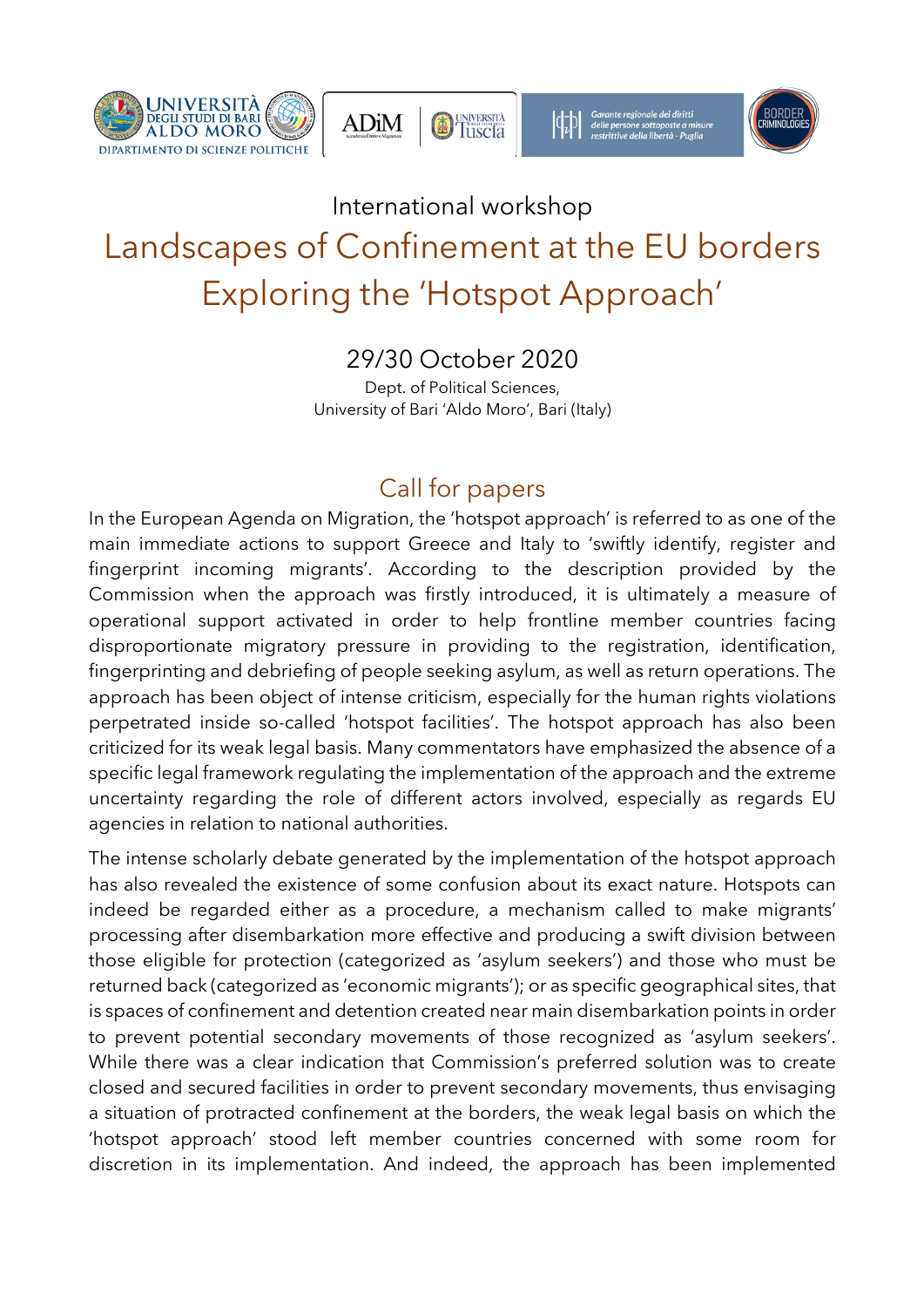International workshop

# Landscapes of Confinement at the EU borders
# Exploring the 'Hotspot Approach'

## 29/30 October 2020

Dept. of Political Sciences,
University of Bari 'Aldo Moro', Bari (Italy)

## Call for papers

In the European Agenda on Migration, the 'hotspot approach' is referred to as one of the main immediate actions to support Greece and Italy to 'swiftly identify, register and fingerprint incoming migrants'. According to the description provided by the Commission when the approach was firstly introduced, it is ultimately a measure of operational support activated in order to help frontline member countries facing disproportionate migratory pressure in providing to the registration, identification, fingerprinting and debriefing of people seeking asylum, as well as return operations. The approach has been object of intense criticism, especially for the human rights violations perpetrated inside so-called 'hotspot facilities'. The hotspot approach has also been criticized for its weak legal basis. Many commentators have emphasized the absence of a specific legal framework regulating the implementation of the approach and the extreme uncertainty regarding the role of different actors involved, especially as regards EU agencies in relation to national authorities.

The intense scholarly debate generated by the implementation of the hotspot approach has also revealed the existence of some confusion about its exact nature. Hotspots can indeed be regarded either as a procedure, a mechanism called to make migrants' processing after disembarkation more effective and producing a swift division between those eligible for protection (categorized as 'asylum seekers') and those who must be returned back (categorized as 'economic migrants'); or as specific geographical sites, that is spaces of confinement and detention created near main disembarkation points in order to prevent potential secondary movements of those recognized as 'asylum seekers'. While there was a clear indication that Commission's preferred solution was to create closed and secured facilities in order to prevent secondary movements, thus envisaging a situation of protracted confinement at the borders, the weak legal basis on which the 'hotspot approach' stood left member countries concerned with some room for discretion in its implementation. And indeed, the approach has been implemented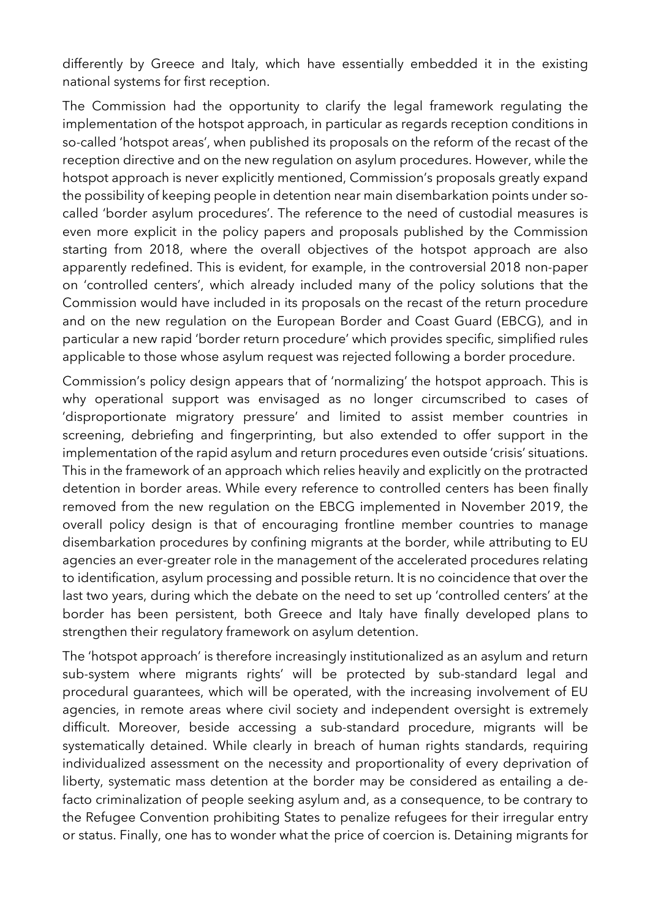differently by Greece and Italy, which have essentially embedded it in the existing national systems for first reception.

The Commission had the opportunity to clarify the legal framework regulating the implementation of the hotspot approach, in particular as regards reception conditions in so-called 'hotspot areas', when published its proposals on the reform of the recast of the reception directive and on the new regulation on asylum procedures. However, while the hotspot approach is never explicitly mentioned, Commission's proposals greatly expand the possibility of keeping people in detention near main disembarkation points under so-called 'border asylum procedures'. The reference to the need of custodial measures is even more explicit in the policy papers and proposals published by the Commission starting from 2018, where the overall objectives of the hotspot approach are also apparently redefined. This is evident, for example, in the controversial 2018 non-paper on 'controlled centers', which already included many of the policy solutions that the Commission would have included in its proposals on the recast of the return procedure and on the new regulation on the European Border and Coast Guard (EBCG), and in particular a new rapid 'border return procedure' which provides specific, simplified rules applicable to those whose asylum request was rejected following a border procedure.

Commission's policy design appears that of 'normalizing' the hotspot approach. This is why operational support was envisaged as no longer circumscribed to cases of 'disproportionate migratory pressure' and limited to assist member countries in screening, debriefing and fingerprinting, but also extended to offer support in the implementation of the rapid asylum and return procedures even outside 'crisis' situations. This in the framework of an approach which relies heavily and explicitly on the protracted detention in border areas. While every reference to controlled centers has been finally removed from the new regulation on the EBCG implemented in November 2019, the overall policy design is that of encouraging frontline member countries to manage disembarkation procedures by confining migrants at the border, while attributing to EU agencies an ever-greater role in the management of the accelerated procedures relating to identification, asylum processing and possible return. It is no coincidence that over the last two years, during which the debate on the need to set up 'controlled centers' at the border has been persistent, both Greece and Italy have finally developed plans to strengthen their regulatory framework on asylum detention.

The 'hotspot approach' is therefore increasingly institutionalized as an asylum and return sub-system where migrants rights' will be protected by sub-standard legal and procedural guarantees, which will be operated, with the increasing involvement of EU agencies, in remote areas where civil society and independent oversight is extremely difficult. Moreover, beside accessing a sub-standard procedure, migrants will be systematically detained. While clearly in breach of human rights standards, requiring individualized assessment on the necessity and proportionality of every deprivation of liberty, systematic mass detention at the border may be considered as entailing a de-facto criminalization of people seeking asylum and, as a consequence, to be contrary to the Refugee Convention prohibiting States to penalize refugees for their irregular entry or status. Finally, one has to wonder what the price of coercion is. Detaining migrants for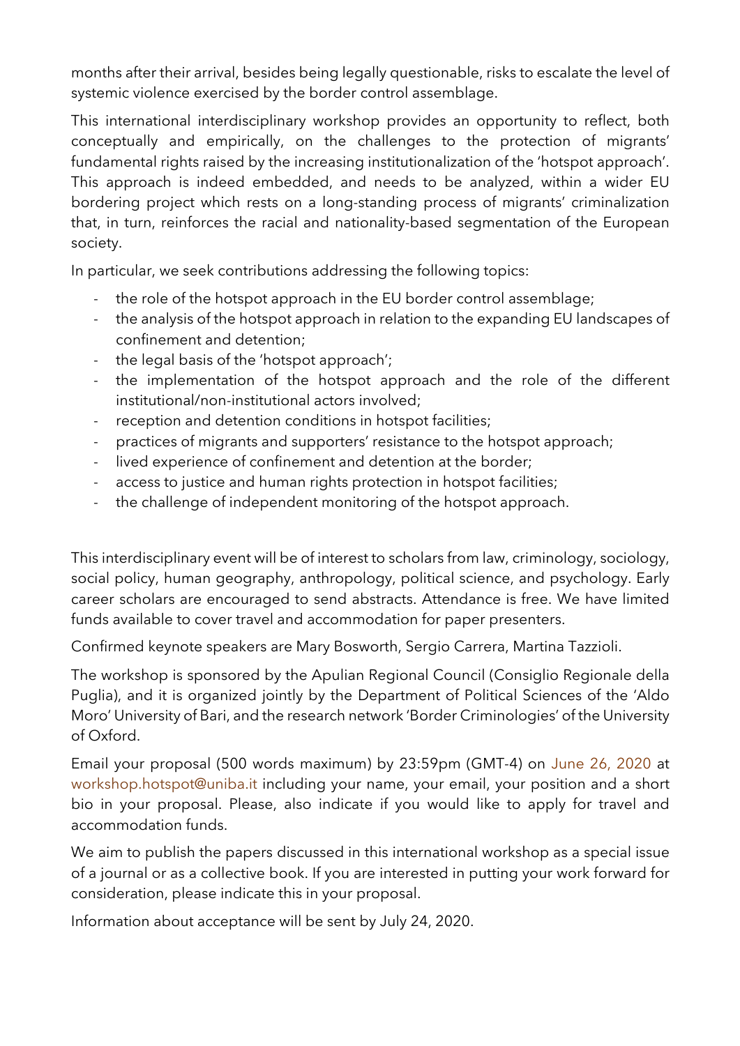months after their arrival, besides being legally questionable, risks to escalate the level of systemic violence exercised by the border control assemblage.

This international interdisciplinary workshop provides an opportunity to reflect, both conceptually and empirically, on the challenges to the protection of migrants' fundamental rights raised by the increasing institutionalization of the 'hotspot approach'. This approach is indeed embedded, and needs to be analyzed, within a wider EU bordering project which rests on a long-standing process of migrants' criminalization that, in turn, reinforces the racial and nationality-based segmentation of the European society.

In particular, we seek contributions addressing the following topics:

- the role of the hotspot approach in the EU border control assemblage;
- the analysis of the hotspot approach in relation to the expanding EU landscapes of confinement and detention;
- the legal basis of the 'hotspot approach';
- the implementation of the hotspot approach and the role of the different institutional/non-institutional actors involved;
- reception and detention conditions in hotspot facilities;
- practices of migrants and supporters' resistance to the hotspot approach;
- lived experience of confinement and detention at the border;
- access to justice and human rights protection in hotspot facilities;
- the challenge of independent monitoring of the hotspot approach.

This interdisciplinary event will be of interest to scholars from law, criminology, sociology, social policy, human geography, anthropology, political science, and psychology. Early career scholars are encouraged to send abstracts. Attendance is free. We have limited funds available to cover travel and accommodation for paper presenters.

Confirmed keynote speakers are Mary Bosworth, Sergio Carrera, Martina Tazzioli.

The workshop is sponsored by the Apulian Regional Council (Consiglio Regionale della Puglia), and it is organized jointly by the Department of Political Sciences of the 'Aldo Moro' University of Bari, and the research network 'Border Criminologies' of the University of Oxford.

Email your proposal (500 words maximum) by 23:59pm (GMT-4) on June 26, 2020 at workshop.hotspot@uniba.it including your name, your email, your position and a short bio in your proposal. Please, also indicate if you would like to apply for travel and accommodation funds.

We aim to publish the papers discussed in this international workshop as a special issue of a journal or as a collective book. If you are interested in putting your work forward for consideration, please indicate this in your proposal.

Information about acceptance will be sent by July 24, 2020.